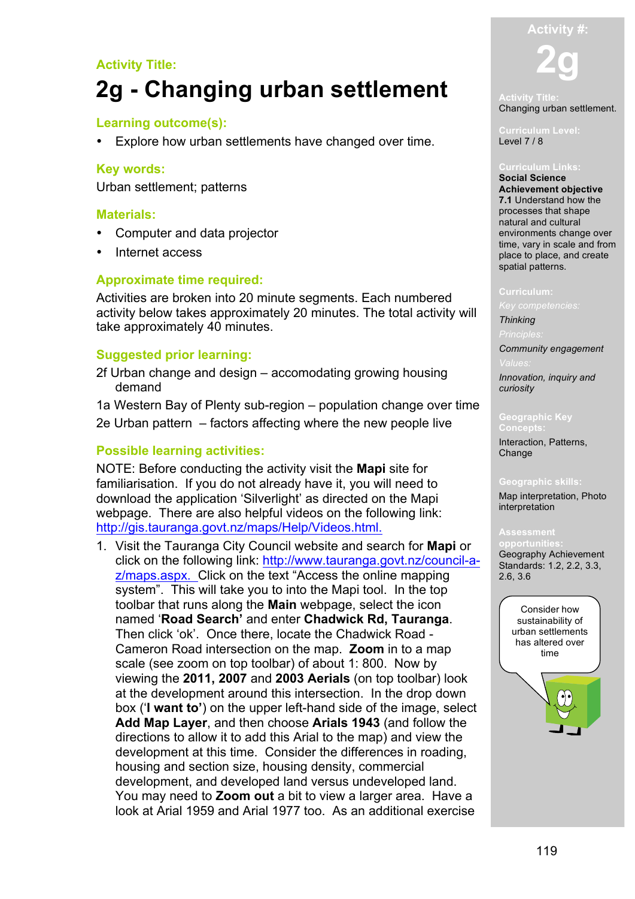**Activity Title:**

# 2g - Changing urban settlement

## Learning outcome(s):

- Explore how urban settlements have changed over time.

## Key words:

Urban settlement; patterns

## Materials:

- Computer and data projector
- Internet access

## Approximate time required:

Activities are broken into 20 minute segments. Each numbered activity below takes approximately 20 minutes. The total activity will take approximately 40 minutes.

## Suggested prior learning:

2f Urban change and design – accomodating growing housing demand

1a Western Bay of Plenty sub-region – population change over time

2e Urban pattern – factors affecting where the new people live

## Possible learning activities:

NOTE: Before conducting the activity visit the **Mapi** site for familiarisation. If you do not already have it, you will need to download the application 'Silverlight' as directed on the Mapi webpage. There are also helpful videos on the following link: http://gis.tauranga.govt.nz/maps/Help/Videos.html.

1. Visit the Tauranga City Council website and search for **Mapi** or click on the following link: http://www.tauranga.govt.nz/council-a-z/maps.aspx. Click on the text "Access the online mapping system". This will take you to into the Mapi tool. In the top toolbar that runs along the **Main** webpage, select the icon named '**Road Search'** and enter **Chadwick Rd, Tauranga**. Then click 'ok'. Once there, locate the Chadwick Road - Cameron Road intersection on the map. **Zoom** in to a map scale (see zoom on top toolbar) of about 1: 800. Now by viewing the **2011, 2007** and **2003 Aerials** (on top toolbar) look at the development around this intersection. In the drop down box ('**I want to'**) on the upper left-hand side of the image, select **Add Map Layer**, and then choose **Arials 1943** (and follow the directions to allow it to add this Arial to the map) and view the development at this time. Consider the differences in roading, housing and section size, housing density, commercial development, and developed land versus undeveloped land. You may need to **Zoom out** a bit to view a larger area. Have a look at Arial 1959 and Arial 1977 too. As an additional exercise

---

**Activity #:**

**2g**

**Activity Title:**
Changing urban settlement.

**Curriculum Level:**
Level 7 / 8

**Curriculum Links:**
**Social Science**
**Achievement objective**
**7.1** Understand how the processes that shape natural and cultural environments change over time, vary in scale and from place to place, and create spatial patterns.

**Curriculum:**
*Key competencies:*
*Thinking*
*Principles:*
*Community engagement*
*Values:*
*Innovation, inquiry and curiosity*

**Geographic Key Concepts:**
Interaction, Patterns, Change

**Geographic skills:**
Map interpretation, Photo interpretation

**Assessment opportunities:**
Geography Achievement Standards: 1.2, 2.2, 3.3, 2.6, 3.6

Consider how sustainability of urban settlements has altered over time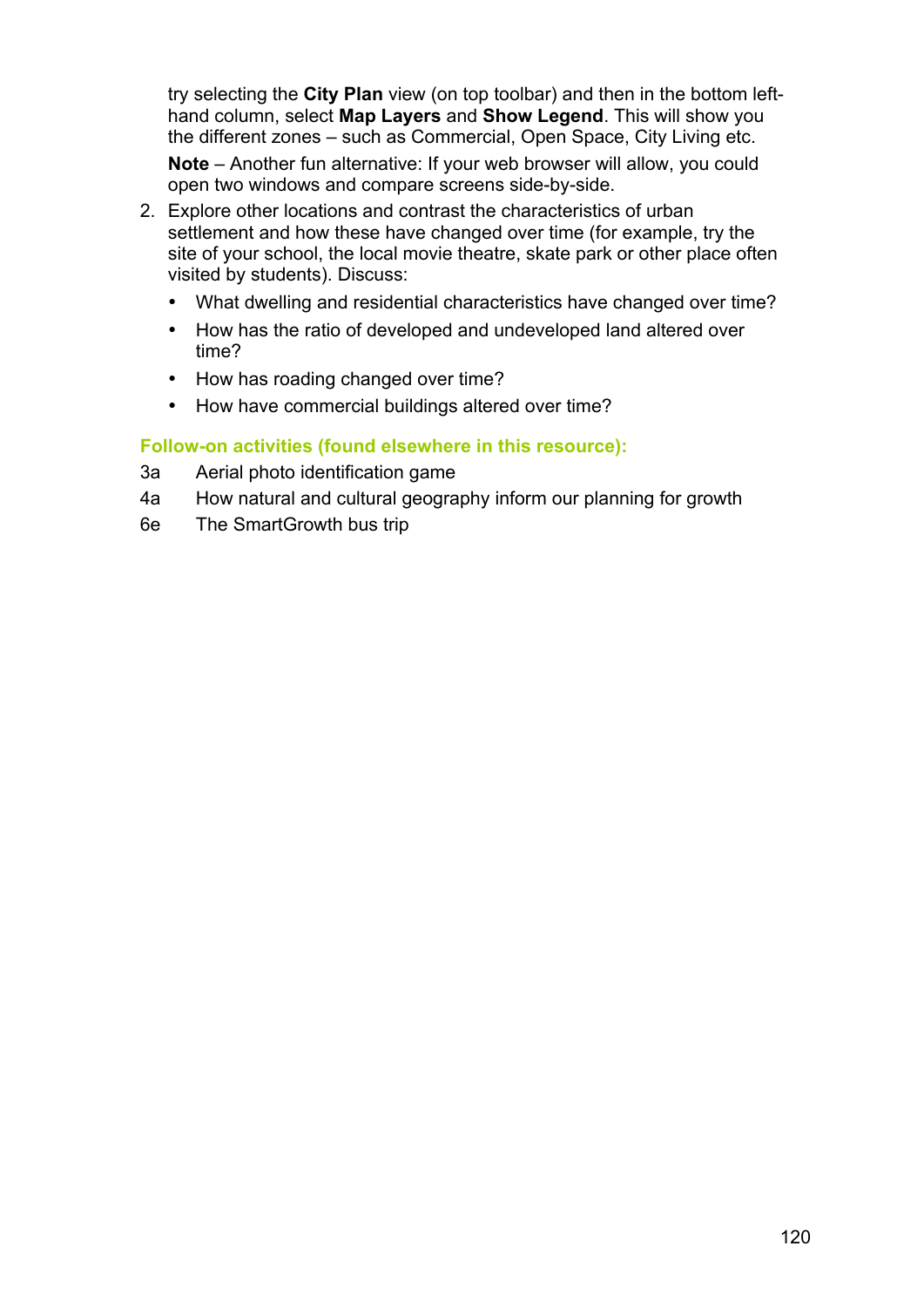try selecting the **City Plan** view (on top toolbar) and then in the bottom left-hand column, select **Map Layers** and **Show Legend**. This will show you the different zones – such as Commercial, Open Space, City Living etc.

**Note** – Another fun alternative: If your web browser will allow, you could open two windows and compare screens side-by-side.

2. Explore other locations and contrast the characteristics of urban settlement and how these have changed over time (for example, try the site of your school, the local movie theatre, skate park or other place often visited by students). Discuss:
   - What dwelling and residential characteristics have changed over time?
   - How has the ratio of developed and undeveloped land altered over time?
   - How has roading changed over time?
   - How have commercial buildings altered over time?

**Follow-on activities (found elsewhere in this resource):**

3a Aerial photo identification game

4a How natural and cultural geography inform our planning for growth

6e The SmartGrowth bus trip